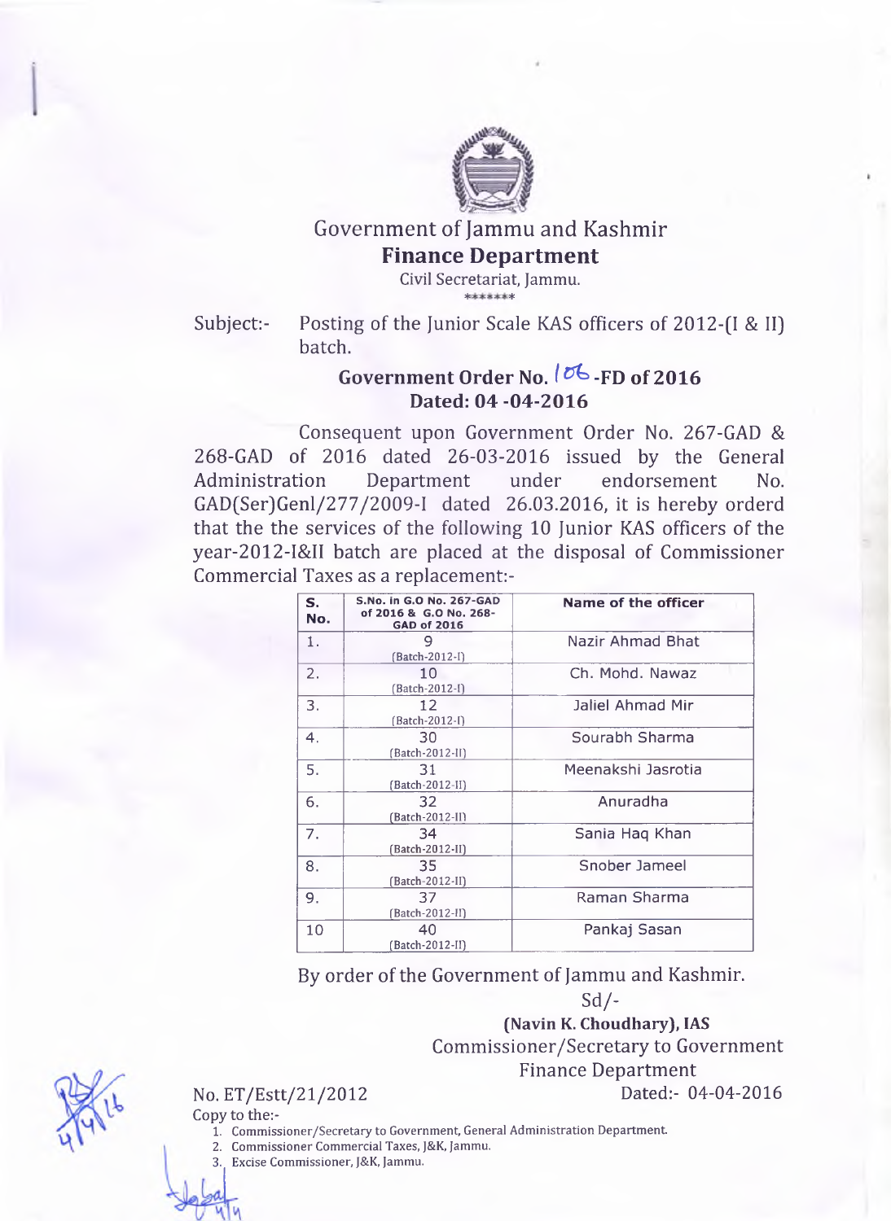# Government of Jammu and Kashmir

## Finance Department

Civil Secretariat, Jammu.

\*\*\*\*\*\*\*

Subject:- Posting of the Junior Scale KAS officers of 2012-(I & II) batch.

### Government Order No. 106-FD of 2016
### Dated: 04 -04-2016

Consequent upon Government Order No. 267-GAD & 268-GAD of 2016 dated 26-03-2016 issued by the General Administration Department under endorsement No. GAD(Ser)Genl/277/2009-I dated 26.03.2016, it is hereby orderd that the the services of the following 10 Junior KAS officers of the year-2012-I&II batch are placed at the disposal of Commissioner Commercial Taxes as a replacement:-

| S. No. | S.No. in G.O No. 267-GAD of 2016 & G.O No. 268-GAD of 2016 | Name of the officer |
|---|---|---|
| 1. | 9 (Batch-2012-I) | Nazir Ahmad Bhat |
| 2. | 10 (Batch-2012-I) | Ch. Mohd. Nawaz |
| 3. | 12 (Batch-2012-I) | Jaliel Ahmad Mir |
| 4. | 30 (Batch-2012-II) | Sourabh Sharma |
| 5. | 31 (Batch-2012-II) | Meenakshi Jasrotia |
| 6. | 32 (Batch-2012-II) | Anuradha |
| 7. | 34 (Batch-2012-II) | Sania Haq Khan |
| 8. | 35 (Batch-2012-II) | Snober Jameel |
| 9. | 37 (Batch-2012-II) | Raman Sharma |
| 10 | 40 (Batch-2012-II) | Pankaj Sasan |

By order of the Government of Jammu and Kashmir.

Sd/-

**(Navin K. Choudhary), IAS**

Commissioner/Secretary to Government

Finance Department

No. ET/Estt/21/2012 Dated:- 04-04-2016

Copy to the:-

1. Commissioner/Secretary to Government, General Administration Department.
2. Commissioner Commercial Taxes, J&K, Jammu.
3. Excise Commissioner, J&K, Jammu.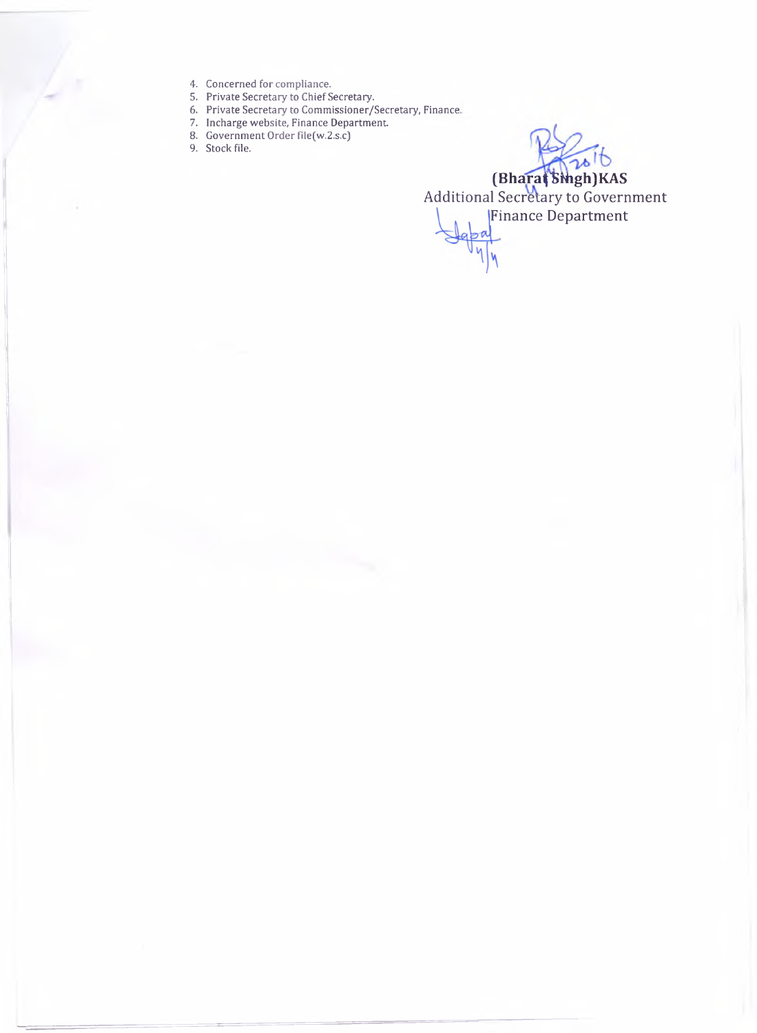4. Concerned for compliance.
5. Private Secretary to Chief Secretary.
6. Private Secretary to Commissioner/Secretary, Finance.
7. Incharge website, Finance Department.
8. Government Order file(w.2.s.c)
9. Stock file.

**(Bharat Singh)KAS**
Additional Secretary to Government
Finance Department